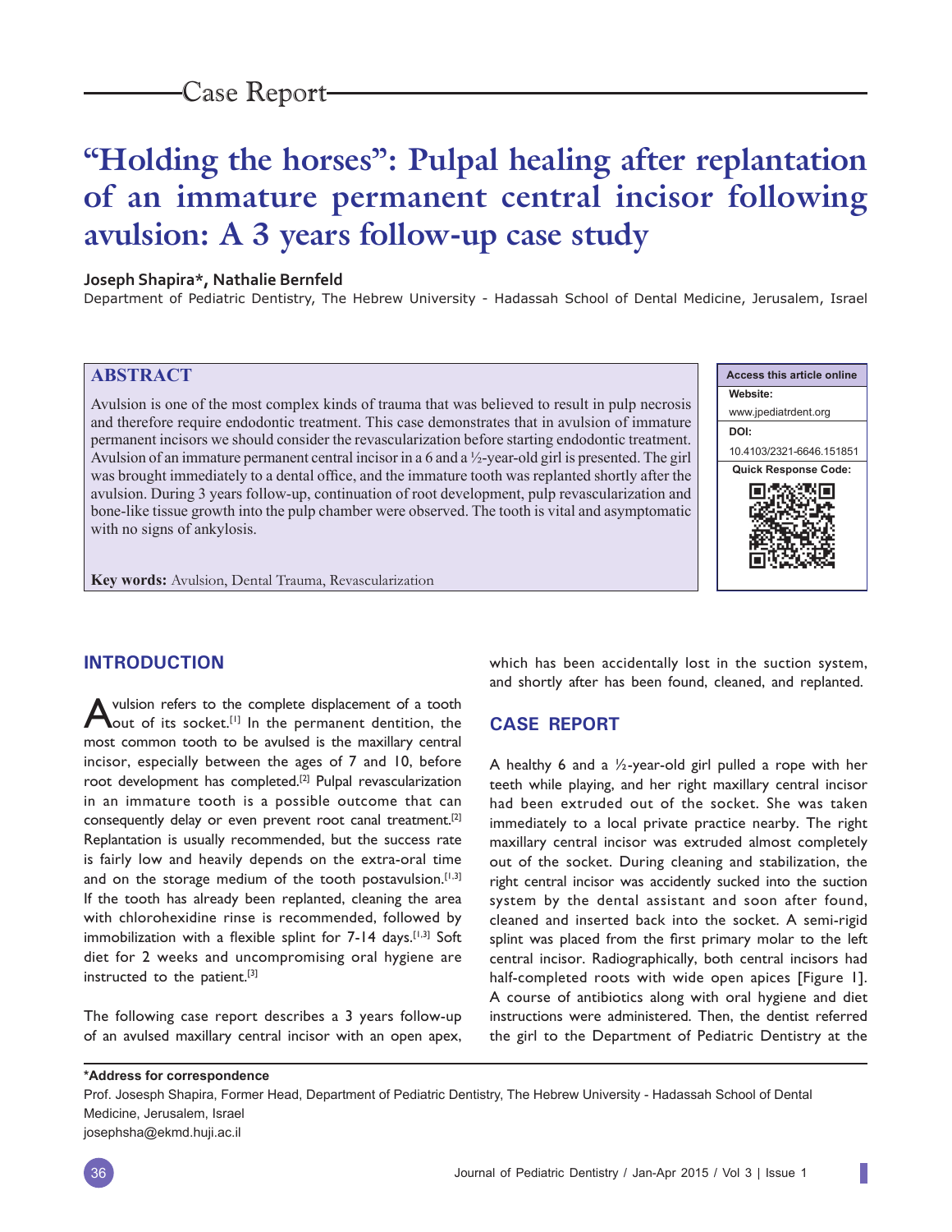Case Report

# "Holding the horses": Pulpal healing after replantation of an immature permanent central incisor following avulsion: A 3 years follow-up case study

**Joseph Shapira\*, Nathalie Bernfeld**

Department of Pediatric Dentistry, The Hebrew University - Hadassah School of Dental Medicine, Jerusalem, Israel

## ABSTRACT

Avulsion is one of the most complex kinds of trauma that was believed to result in pulp necrosis and therefore require endodontic treatment. This case demonstrates that in avulsion of immature permanent incisors we should consider the revascularization before starting endodontic treatment. Avulsion of an immature permanent central incisor in a 6 and a ½-year-old girl is presented. The girl was brought immediately to a dental office, and the immature tooth was replanted shortly after the avulsion. During 3 years follow-up, continuation of root development, pulp revascularization and bone-like tissue growth into the pulp chamber were observed. The tooth is vital and asymptomatic with no signs of ankylosis.

**Key words:** Avulsion, Dental Trauma, Revascularization

| Access this article online |
| --- |
| **Website:** www.jpediatrdent.org |
| **DOI:** 10.4103/2321-6646.151851 |
| **Quick Response Code:** |

## INTRODUCTION

Avulsion refers to the complete displacement of a tooth out of its socket.[1] In the permanent dentition, the most common tooth to be avulsed is the maxillary central incisor, especially between the ages of 7 and 10, before root development has completed.[2] Pulpal revascularization in an immature tooth is a possible outcome that can consequently delay or even prevent root canal treatment.[2] Replantation is usually recommended, but the success rate is fairly low and heavily depends on the extra-oral time and on the storage medium of the tooth postavulsion.[1,3] If the tooth has already been replanted, cleaning the area with chlorohexidine rinse is recommended, followed by immobilization with a flexible splint for 7-14 days.[1,3] Soft diet for 2 weeks and uncompromising oral hygiene are instructed to the patient.[3]

The following case report describes a 3 years follow-up of an avulsed maxillary central incisor with an open apex, which has been accidentally lost in the suction system, and shortly after has been found, cleaned, and replanted.

## CASE REPORT

A healthy 6 and a ½-year-old girl pulled a rope with her teeth while playing, and her right maxillary central incisor had been extruded out of the socket. She was taken immediately to a local private practice nearby. The right maxillary central incisor was extruded almost completely out of the socket. During cleaning and stabilization, the right central incisor was accidently sucked into the suction system by the dental assistant and soon after found, cleaned and inserted back into the socket. A semi-rigid splint was placed from the first primary molar to the left central incisor. Radiographically, both central incisors had half-completed roots with wide open apices [Figure 1]. A course of antibiotics along with oral hygiene and diet instructions were administered. Then, the dentist referred the girl to the Department of Pediatric Dentistry at the

---

**\*Address for correspondence**

Prof. Josesph Shapira, Former Head, Department of Pediatric Dentistry, The Hebrew University - Hadassah School of Dental Medicine, Jerusalem, Israel

josephsha@ekmd.huji.ac.il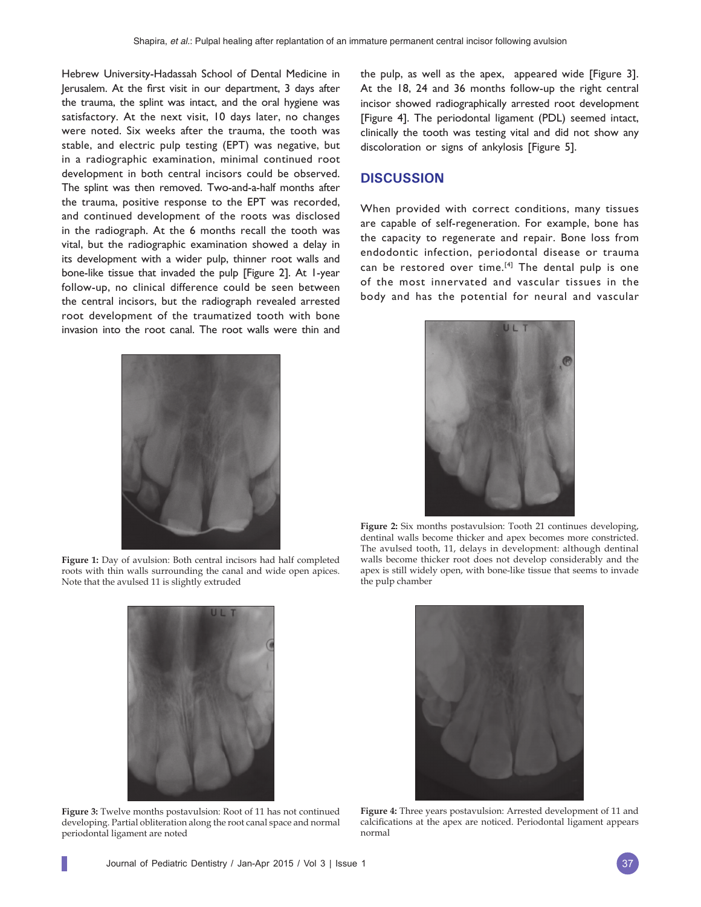Hebrew University-Hadassah School of Dental Medicine in Jerusalem. At the first visit in our department, 3 days after the trauma, the splint was intact, and the oral hygiene was satisfactory. At the next visit, 10 days later, no changes were noted. Six weeks after the trauma, the tooth was stable, and electric pulp testing (EPT) was negative, but in a radiographic examination, minimal continued root development in both central incisors could be observed. The splint was then removed. Two-and-a-half months after the trauma, positive response to the EPT was recorded, and continued development of the roots was disclosed in the radiograph. At the 6 months recall the tooth was vital, but the radiographic examination showed a delay in its development with a wider pulp, thinner root walls and bone-like tissue that invaded the pulp [Figure 2]. At 1-year follow-up, no clinical difference could be seen between the central incisors, but the radiograph revealed arrested root development of the traumatized tooth with bone invasion into the root canal. The root walls were thin and the pulp, as well as the apex, appeared wide [Figure 3]. At the 18, 24 and 36 months follow-up the right central incisor showed radiographically arrested root development [Figure 4]. The periodontal ligament (PDL) seemed intact, clinically the tooth was testing vital and did not show any discoloration or signs of ankylosis [Figure 5].

Figure 1: Day of avulsion: Both central incisors had half completed roots with thin walls surrounding the canal and wide open apices. Note that the avulsed 11 is slightly extruded

Figure 2: Six months postavulsion: Tooth 21 continues developing, dentinal walls become thicker and apex becomes more constricted. The avulsed tooth, 11, delays in development: although dentinal walls become thicker root does not develop considerably and the apex is still widely open, with bone-like tissue that seems to invade the pulp chamber

Figure 3: Twelve months postavulsion: Root of 11 has not continued developing. Partial obliteration along the root canal space and normal periodontal ligament are noted

Figure 4: Three years postavulsion: Arrested development of 11 and calcifications at the apex are noticed. Periodontal ligament appears normal

## DISCUSSION

When provided with correct conditions, many tissues are capable of self-regeneration. For example, bone has the capacity to regenerate and repair. Bone loss from endodontic infection, periodontal disease or trauma can be restored over time.[4] The dental pulp is one of the most innervated and vascular tissues in the body and has the potential for neural and vascular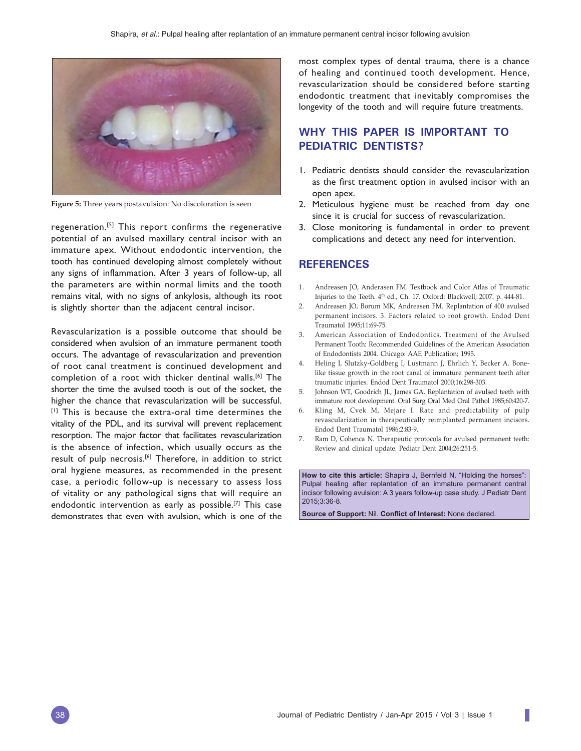Figure 5: Three years postavulsion: No discoloration is seen

regeneration.[5] This report confirms the regenerative potential of an avulsed maxillary central incisor with an immature apex. Without endodontic intervention, the tooth has continued developing almost completely without any signs of inflammation. After 3 years of follow-up, all the parameters are within normal limits and the tooth remains vital, with no signs of ankylosis, although its root is slightly shorter than the adjacent central incisor.

Revascularization is a possible outcome that should be considered when avulsion of an immature permanent tooth occurs. The advantage of revascularization and prevention of root canal treatment is continued development and completion of a root with thicker dentinal walls.[6] The shorter the time the avulsed tooth is out of the socket, the higher the chance that revascularization will be successful.[1] This is because the extra-oral time determines the vitality of the PDL, and its survival will prevent replacement resorption. The major factor that facilitates revascularization is the absence of infection, which usually occurs as the result of pulp necrosis.[6] Therefore, in addition to strict oral hygiene measures, as recommended in the present case, a periodic follow-up is necessary to assess loss of vitality or any pathological signs that will require an endodontic intervention as early as possible.[7] This case demonstrates that even with avulsion, which is one of the most complex types of dental trauma, there is a chance of healing and continued tooth development. Hence, revascularization should be considered before starting endodontic treatment that inevitably compromises the longevity of the tooth and will require future treatments.

## WHY THIS PAPER IS IMPORTANT TO PEDIATRIC DENTISTS?

1. Pediatric dentists should consider the revascularization as the first treatment option in avulsed incisor with an open apex.
2. Meticulous hygiene must be reached from day one since it is crucial for success of revascularization.
3. Close monitoring is fundamental in order to prevent complications and detect any need for intervention.

## REFERENCES

1. Andreasen JO, Anderasen FM. Textbook and Color Atlas of Traumatic Injuries to the Teeth. 4th ed., Ch. 17. Oxford: Blackwell; 2007. p. 444-81.
2. Andreasen JO, Borum MK, Andreasen FM. Replantation of 400 avulsed permanent incisors. 3. Factors related to root growth. Endod Dent Traumatol 1995;11:69-75.
3. American Association of Endodontics. Treatment of the Avulsed Permanent Tooth: Recommended Guidelines of the American Association of Endodontists 2004. Chicago: AAE Publication; 1995.
4. Heling I, Slutzky-Goldberg I, Lustmann J, Ehrlich Y, Becker A. Bone-like tissue growth in the root canal of immature permanent teeth after traumatic injuries. Endod Dent Traumatol 2000;16:298-303.
5. Johnson WT, Goodrich JL, James GA. Replantation of avulsed teeth with immature root development. Oral Surg Oral Med Oral Pathol 1985;60:420-7.
6. Kling M, Cvek M, Mejare I. Rate and predictability of pulp revascularization in therapeutically reimplanted permanent incisors. Endod Dent Traumatol 1986;2:83-9.
7. Ram D, Cohenca N. Therapeutic protocols for avulsed permanent teeth: Review and clinical update. Pediatr Dent 2004;26:251-5.

**How to cite this article:** Shapira J, Bernfeld N. "Holding the horses": Pulpal healing after replantation of an immature permanent central incisor following avulsion: A 3 years follow-up case study. J Pediatr Dent 2015;3:36-8.

**Source of Support:** Nil. **Conflict of Interest:** None declared.